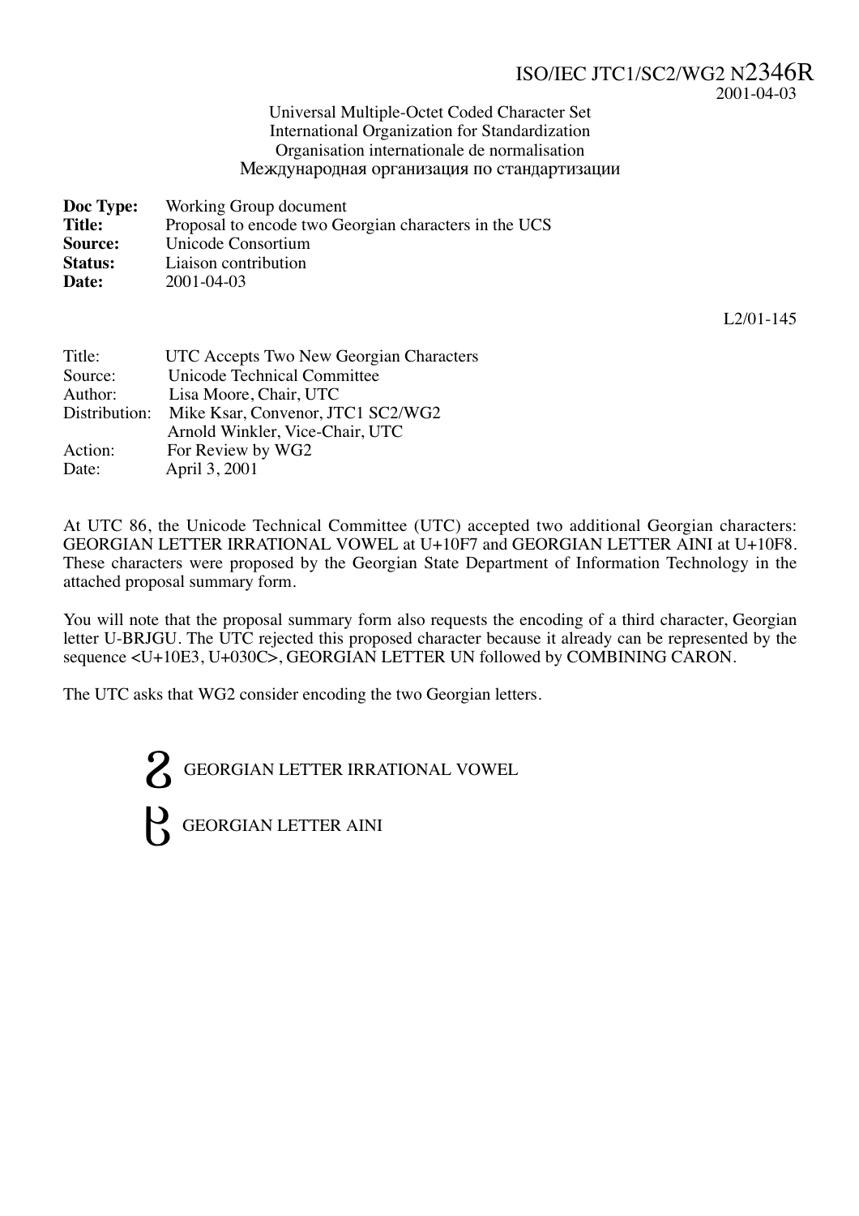ISO/IEC JTC1/SC2/WG2 N2346R
2001-04-03

Universal Multiple-Octet Coded Character Set
International Organization for Standardization
Organisation internationale de normalisation
Международная организация по стандартизации

**Doc Type:** Working Group document
**Title:** Proposal to encode two Georgian characters in the UCS
**Source:** Unicode Consortium
**Status:** Liaison contribution
**Date:** 2001-04-03

L2/01-145

Title: UTC Accepts Two New Georgian Characters
Source: Unicode Technical Committee
Author: Lisa Moore, Chair, UTC
Distribution: Mike Ksar, Convenor, JTC1 SC2/WG2
Arnold Winkler, Vice-Chair, UTC
Action: For Review by WG2
Date: April 3, 2001

At UTC 86, the Unicode Technical Committee (UTC) accepted two additional Georgian characters: GEORGIAN LETTER IRRATIONAL VOWEL at U+10F7 and GEORGIAN LETTER AINI at U+10F8. These characters were proposed by the Georgian State Department of Information Technology in the attached proposal summary form.

You will note that the proposal summary form also requests the encoding of a third character, Georgian letter U-BRJGU. The UTC rejected this proposed character because it already can be represented by the sequence <U+10E3, U+030C>, GEORGIAN LETTER UN followed by COMBINING CARON.

The UTC asks that WG2 consider encoding the two Georgian letters.

ჷ GEORGIAN LETTER IRRATIONAL VOWEL

ჸ GEORGIAN LETTER AINI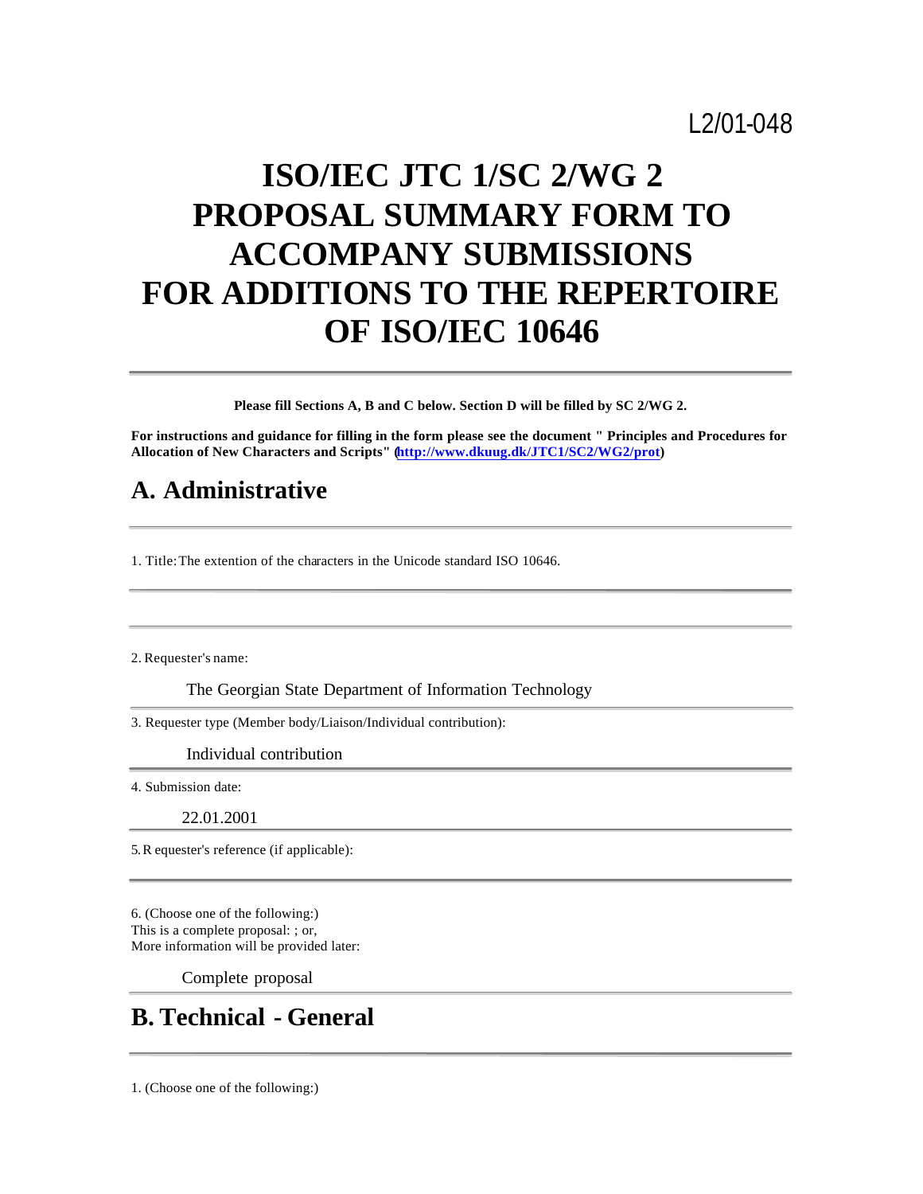L2/01-048

# ISO/IEC JTC 1/SC 2/WG 2 PROPOSAL SUMMARY FORM TO ACCOMPANY SUBMISSIONS FOR ADDITIONS TO THE REPERTOIRE OF ISO/IEC 10646

---

**Please fill Sections A, B and C below. Section D will be filled by SC 2/WG 2.**

**For instructions and guidance for filling in the form please see the document " Principles and Procedures for Allocation of New Characters and Scripts" (http://www.dkuug.dk/JTC1/SC2/WG2/prot)**

## A. Administrative

---

1. Title: The extention of the characters in the Unicode standard ISO 10646.

---

---

2. Requester's name:

The Georgian State Department of Information Technology

---

3. Requester type (Member body/Liaison/Individual contribution):

Individual contribution

---

4. Submission date:

22.01.2001

---

5. Requester's reference (if applicable):

---

6. (Choose one of the following:)
This is a complete proposal: ; or,
More information will be provided later:

Complete proposal

---

## B. Technical - General

---

1. (Choose one of the following:)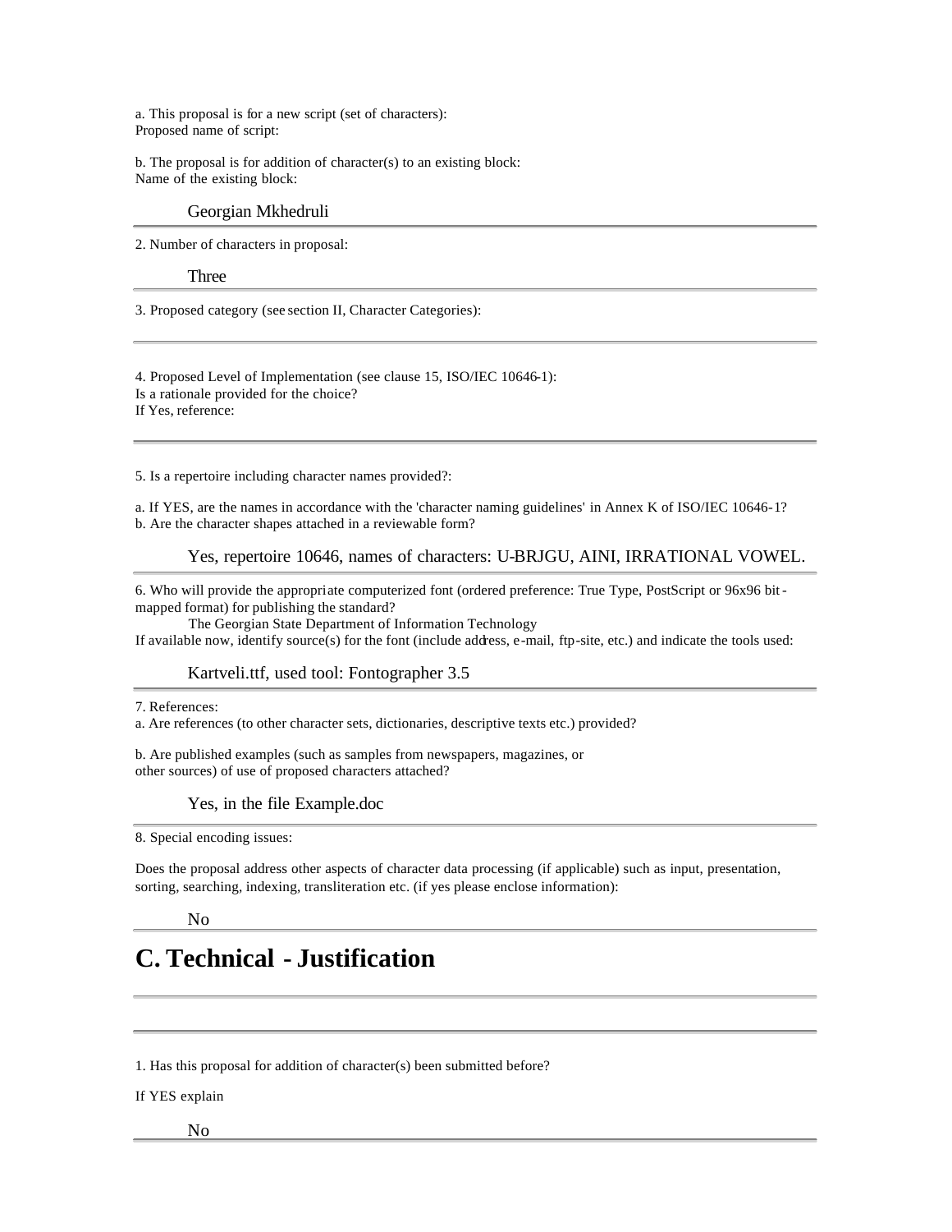a. This proposal is for a new script (set of characters):
Proposed name of script:

b. The proposal is for addition of character(s) to an existing block:
Name of the existing block:

Georgian Mkhedruli

---

2. Number of characters in proposal:

Three

---

3. Proposed category (see section II, Character Categories):

---

4. Proposed Level of Implementation (see clause 15, ISO/IEC 10646-1):
Is a rationale provided for the choice?
If Yes, reference:

---

5. Is a repertoire including character names provided?:

a. If YES, are the names in accordance with the 'character naming guidelines' in Annex K of ISO/IEC 10646-1?
b. Are the character shapes attached in a reviewable form?

Yes, repertoire 10646, names of characters: U-BRJGU, AINI, IRRATIONAL VOWEL.

---

6. Who will provide the appropriate computerized font (ordered preference: True Type, PostScript or 96x96 bit-mapped format) for publishing the standard?
The Georgian State Department of Information Technology
If available now, identify source(s) for the font (include address, e-mail, ftp-site, etc.) and indicate the tools used:

Kartveli.ttf, used tool: Fontographer 3.5

---

7. References:
a. Are references (to other character sets, dictionaries, descriptive texts etc.) provided?

b. Are published examples (such as samples from newspapers, magazines, or other sources) of use of proposed characters attached?

Yes, in the file Example.doc

---

8. Special encoding issues:

Does the proposal address other aspects of character data processing (if applicable) such as input, presentation, sorting, searching, indexing, transliteration etc. (if yes please enclose information):

No

---

# C. Technical - Justification

---

---

1. Has this proposal for addition of character(s) been submitted before?

If YES explain

No

---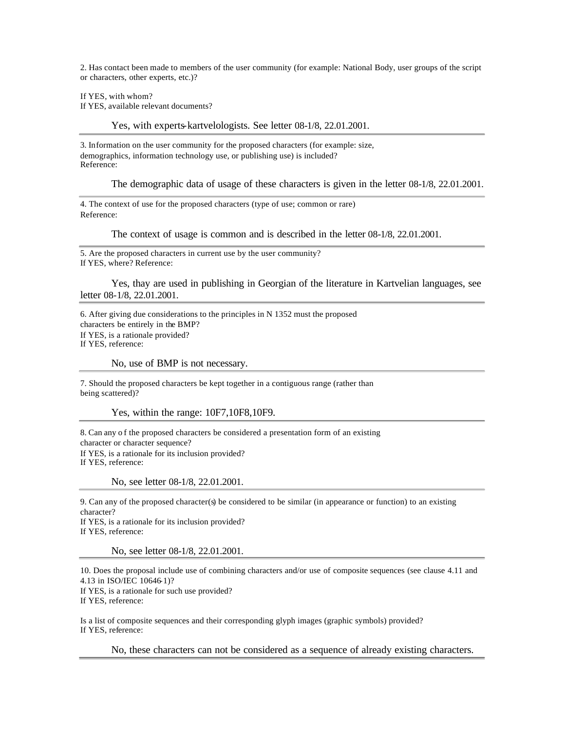2. Has contact been made to members of the user community (for example: National Body, user groups of the script or characters, other experts, etc.)?

If YES, with whom?
If YES, available relevant documents?

Yes, with experts-kartvelologists. See letter 08-1/8, 22.01.2001.

---

3. Information on the user community for the proposed characters (for example: size, demographics, information technology use, or publishing use) is included?
Reference:

The demographic data of usage of these characters is given in the letter 08-1/8, 22.01.2001.

---

4. The context of use for the proposed characters (type of use; common or rare)
Reference:

The context of usage is common and is described in the letter 08-1/8, 22.01.2001.

---

5. Are the proposed characters in current use by the user community?
If YES, where? Reference:

Yes, thay are used in publishing in Georgian of the literature in Kartvelian languages, see letter 08-1/8, 22.01.2001.

---

6. After giving due considerations to the principles in N 1352 must the proposed characters be entirely in the BMP?
If YES, is a rationale provided?
If YES, reference:

No, use of BMP is not necessary.

---

7. Should the proposed characters be kept together in a contiguous range (rather than being scattered)?

Yes, within the range: 10F7,10F8,10F9.

---

8. Can any of the proposed characters be considered a presentation form of an existing character or character sequence?
If YES, is a rationale for its inclusion provided?
If YES, reference:

No, see letter 08-1/8, 22.01.2001.

---

9. Can any of the proposed character(s) be considered to be similar (in appearance or function) to an existing character?
If YES, is a rationale for its inclusion provided?
If YES, reference:

No, see letter 08-1/8, 22.01.2001.

---

10. Does the proposal include use of combining characters and/or use of composite sequences (see clause 4.11 and 4.13 in ISO/IEC 10646-1)?
If YES, is a rationale for such use provided?
If YES, reference:

Is a list of composite sequences and their corresponding glyph images (graphic symbols) provided?
If YES, reference:

No, these characters can not be considered as a sequence of already existing characters.

---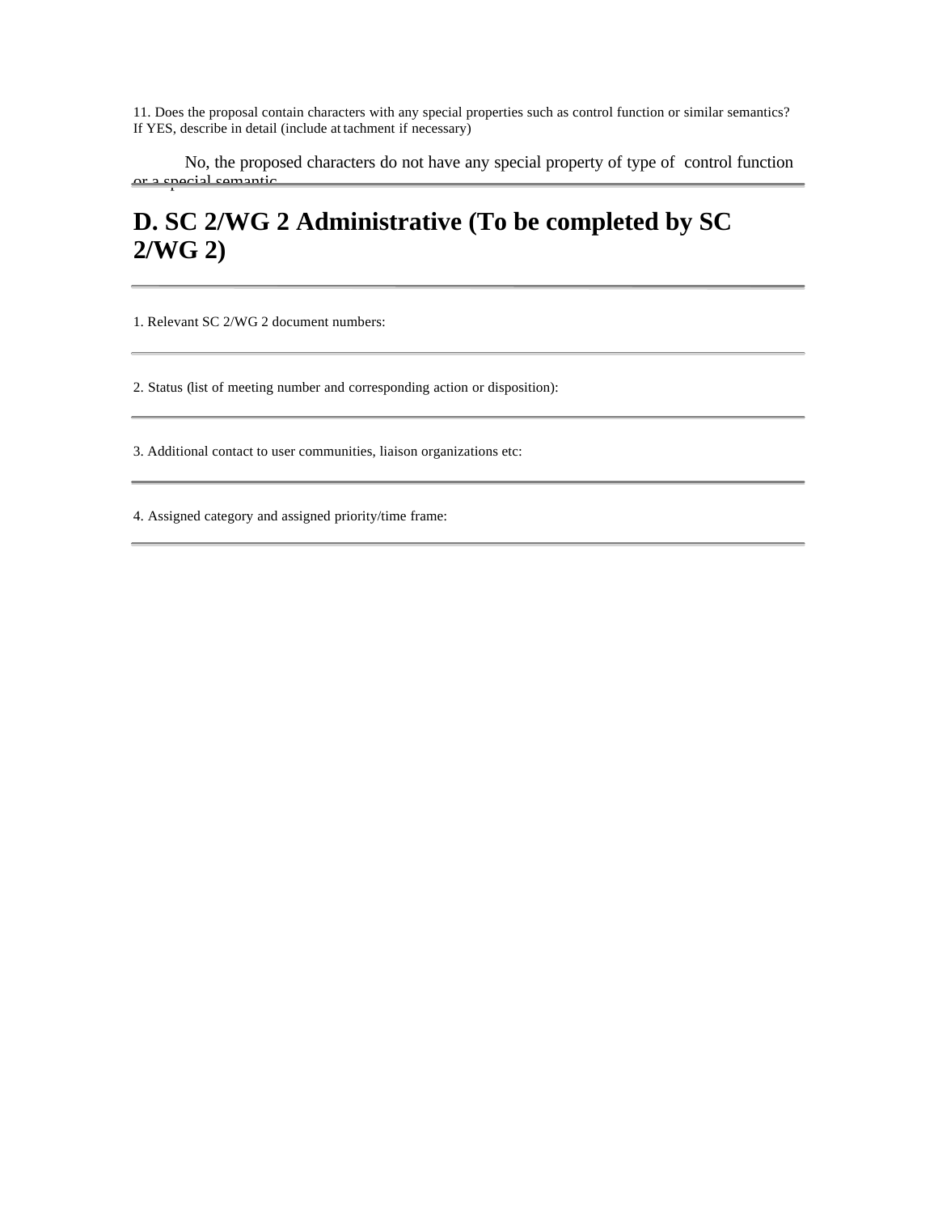11. Does the proposal contain characters with any special properties such as control function or similar semantics? If YES, describe in detail (include attachment if necessary)

No, the proposed characters do not have any special property of type of control function or a special semantic

---

## D. SC 2/WG 2 Administrative (To be completed by SC 2/WG 2)

---

1. Relevant SC 2/WG 2 document numbers:

---

2. Status (list of meeting number and corresponding action or disposition):

---

3. Additional contact to user communities, liaison organizations etc:

---

4. Assigned category and assigned priority/time frame:

---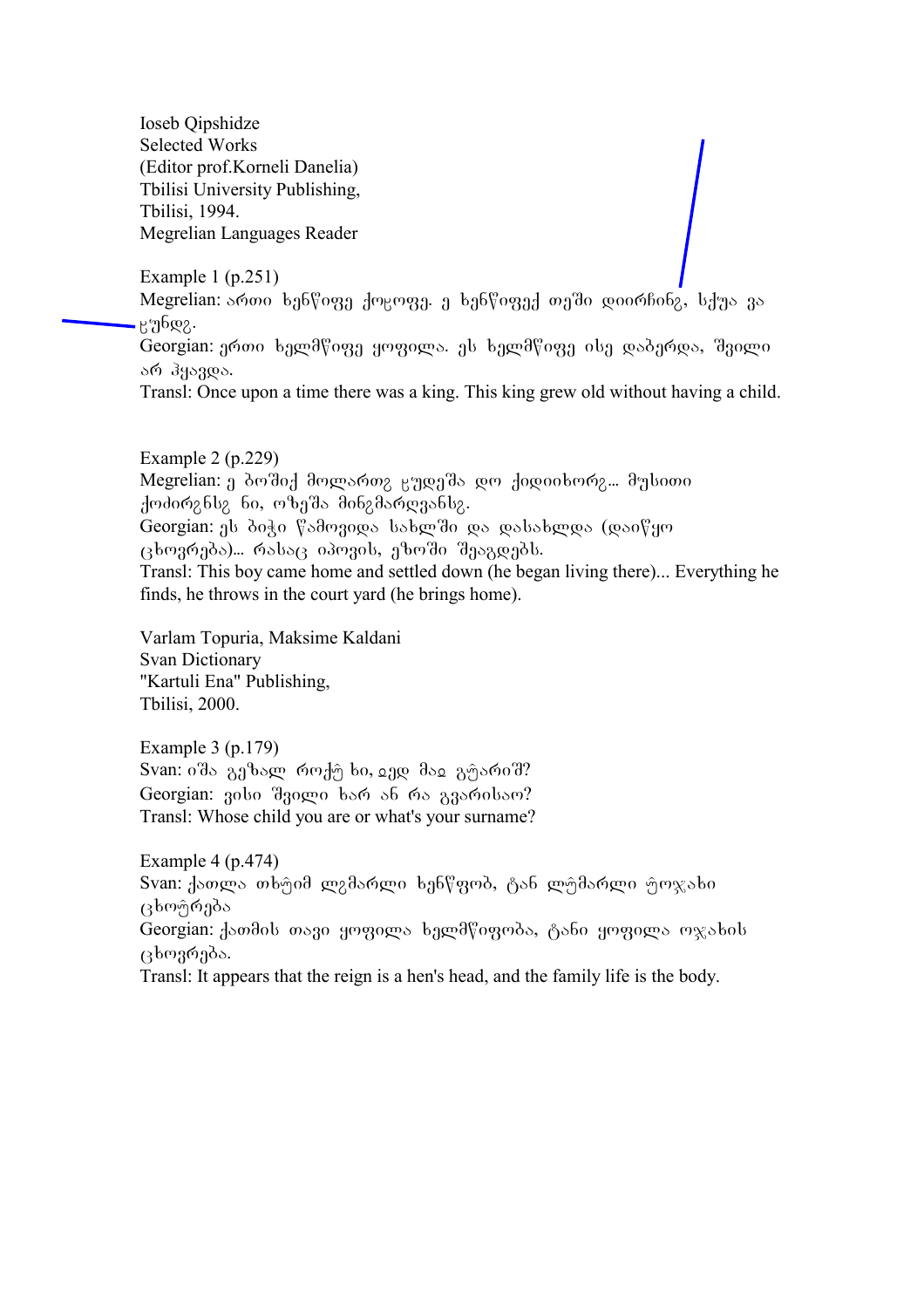Ioseb Qipshidze
Selected Works
(Editor prof.Korneli Danelia)
Tbilisi University Publishing,
Tbilisi, 1994.
Megrelian Languages Reader

Example 1 (p.251)
Megrelian: ართი ხენწიფე ქოჸოფე. ე ხენწიფექ თეში დიიჩინ, სქუა ვა ჸუნდ.
Georgian: ერთი ხელმწიფე ყოფილა. ეს ხელმწიფე ისე დაბერდა, შვილი არ ჰყავდა.
Transl: Once upon a time there was a king. This king grew old without having a child.

Example 2 (p.229)
Megrelian: ე ბოშიქ მოლართ ჸუდეშა დო ქიდიიხორ... მუსითი ქოძირნს ნი, ოზეშა მინმარღვანს.
Georgian: ეს ბიჭი წამოვიდა სახლში და დასახლდა (დაიწყო ცხოვრება)... რასაც იპოვის, ეზოში შეაგდებს.
Transl: This boy came home and settled down (he began living there)... Everything he finds, he throws in the court yard (he brings home).

Varlam Topuria, Maksime Kaldani
Svan Dictionary
"Kartuli Ena" Publishing,
Tbilisi, 2000.

Example 3 (p.179)
Svan: იშა გეზალ როქ̈ ხი, ჲედ მაჲ გ̈არიშ?
Georgian: ვისი შვილი ხარ ან რა გვარისაო?
Transl: Whose child you are or what's your surname?

Example 4 (p.474)
Svan: ქათლა თხ̈იმ ლგ̈მარლი ხენწფობ, ტან ლ̈მარლი ̈ოჯახი ცხო̈რება
Georgian: ქათმის თავი ყოფილა ხელმწიფობა, ტანი ყოფილა ოჯახის ცხოვრება.
Transl: It appears that the reign is a hen's head, and the family life is the body.